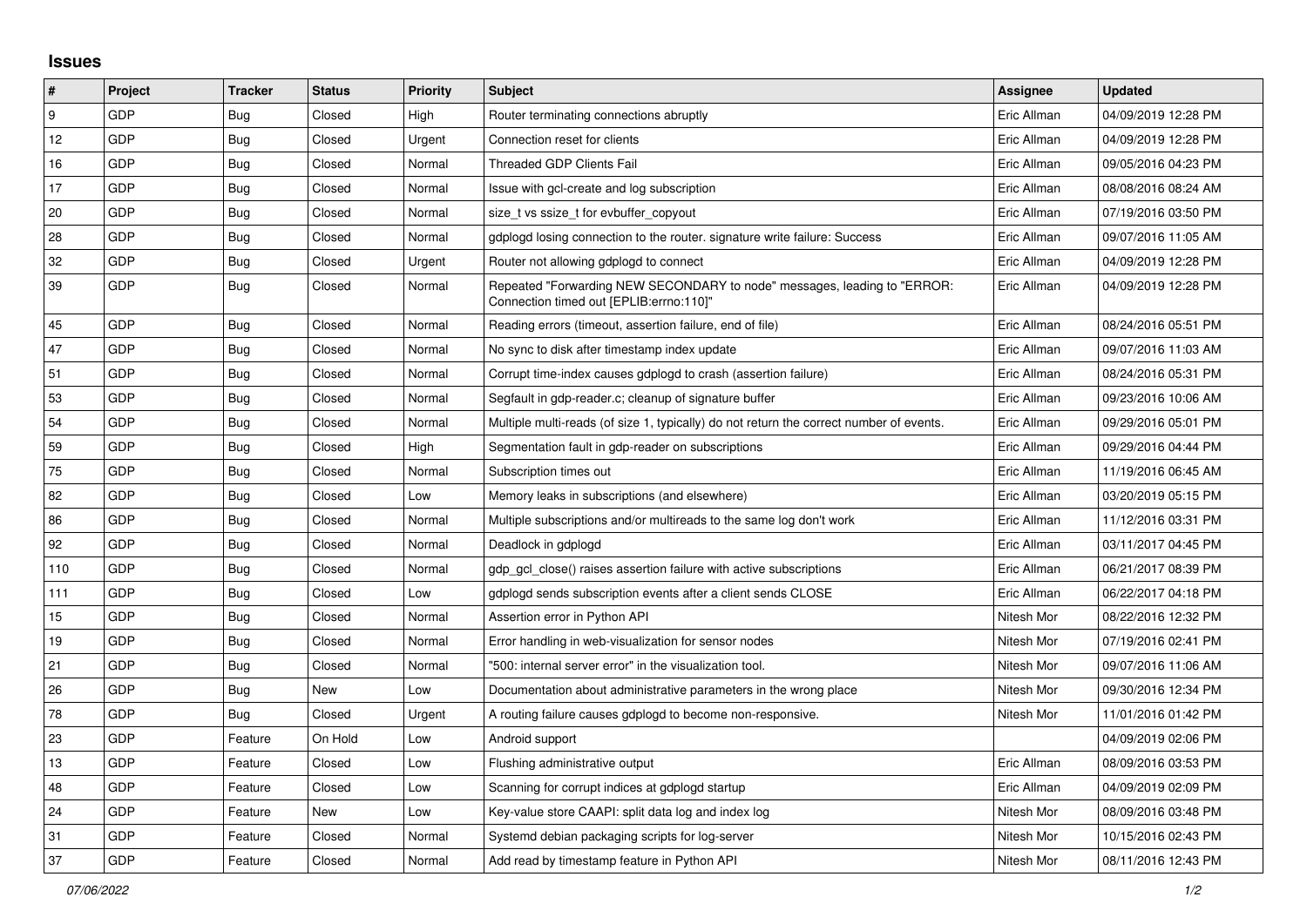# Issues

| # | Project | Tracker | Status | Priority | Subject | Assignee | Updated |
|---|---|---|---|---|---|---|---|
| 9 | GDP | Bug | Closed | High | Router terminating connections abruptly | Eric Allman | 04/09/2019 12:28 PM |
| 12 | GDP | Bug | Closed | Urgent | Connection reset for clients | Eric Allman | 04/09/2019 12:28 PM |
| 16 | GDP | Bug | Closed | Normal | Threaded GDP Clients Fail | Eric Allman | 09/05/2016 04:23 PM |
| 17 | GDP | Bug | Closed | Normal | Issue with gcl-create and log subscription | Eric Allman | 08/08/2016 08:24 AM |
| 20 | GDP | Bug | Closed | Normal | size_t vs ssize_t for evbuffer_copyout | Eric Allman | 07/19/2016 03:50 PM |
| 28 | GDP | Bug | Closed | Normal | gdplogd losing connection to the router. signature write failure: Success | Eric Allman | 09/07/2016 11:05 AM |
| 32 | GDP | Bug | Closed | Urgent | Router not allowing gdplogd to connect | Eric Allman | 04/09/2019 12:28 PM |
| 39 | GDP | Bug | Closed | Normal | Repeated "Forwarding NEW SECONDARY to node" messages, leading to "ERROR: Connection timed out [EPLIB:errno:110]" | Eric Allman | 04/09/2019 12:28 PM |
| 45 | GDP | Bug | Closed | Normal | Reading errors (timeout, assertion failure, end of file) | Eric Allman | 08/24/2016 05:51 PM |
| 47 | GDP | Bug | Closed | Normal | No sync to disk after timestamp index update | Eric Allman | 09/07/2016 11:03 AM |
| 51 | GDP | Bug | Closed | Normal | Corrupt time-index causes gdplogd to crash (assertion failure) | Eric Allman | 08/24/2016 05:31 PM |
| 53 | GDP | Bug | Closed | Normal | Segfault in gdp-reader.c; cleanup of signature buffer | Eric Allman | 09/23/2016 10:06 AM |
| 54 | GDP | Bug | Closed | Normal | Multiple multi-reads (of size 1, typically) do not return the correct number of events. | Eric Allman | 09/29/2016 05:01 PM |
| 59 | GDP | Bug | Closed | High | Segmentation fault in gdp-reader on subscriptions | Eric Allman | 09/29/2016 04:44 PM |
| 75 | GDP | Bug | Closed | Normal | Subscription times out | Eric Allman | 11/19/2016 06:45 AM |
| 82 | GDP | Bug | Closed | Low | Memory leaks in subscriptions (and elsewhere) | Eric Allman | 03/20/2019 05:15 PM |
| 86 | GDP | Bug | Closed | Normal | Multiple subscriptions and/or multireads to the same log don't work | Eric Allman | 11/12/2016 03:31 PM |
| 92 | GDP | Bug | Closed | Normal | Deadlock in gdplogd | Eric Allman | 03/11/2017 04:45 PM |
| 110 | GDP | Bug | Closed | Normal | gdp_gcl_close() raises assertion failure with active subscriptions | Eric Allman | 06/21/2017 08:39 PM |
| 111 | GDP | Bug | Closed | Low | gdplogd sends subscription events after a client sends CLOSE | Eric Allman | 06/22/2017 04:18 PM |
| 15 | GDP | Bug | Closed | Normal | Assertion error in Python API | Nitesh Mor | 08/22/2016 12:32 PM |
| 19 | GDP | Bug | Closed | Normal | Error handling in web-visualization for sensor nodes | Nitesh Mor | 07/19/2016 02:41 PM |
| 21 | GDP | Bug | Closed | Normal | "500: internal server error" in the visualization tool. | Nitesh Mor | 09/07/2016 11:06 AM |
| 26 | GDP | Bug | New | Low | Documentation about administrative parameters in the wrong place | Nitesh Mor | 09/30/2016 12:34 PM |
| 78 | GDP | Bug | Closed | Urgent | A routing failure causes gdplogd to become non-responsive. | Nitesh Mor | 11/01/2016 01:42 PM |
| 23 | GDP | Feature | On Hold | Low | Android support | | 04/09/2019 02:06 PM |
| 13 | GDP | Feature | Closed | Low | Flushing administrative output | Eric Allman | 08/09/2016 03:53 PM |
| 48 | GDP | Feature | Closed | Low | Scanning for corrupt indices at gdplogd startup | Eric Allman | 04/09/2019 02:09 PM |
| 24 | GDP | Feature | New | Low | Key-value store CAAPI: split data log and index log | Nitesh Mor | 08/09/2016 03:48 PM |
| 31 | GDP | Feature | Closed | Normal | Systemd debian packaging scripts for log-server | Nitesh Mor | 10/15/2016 02:43 PM |
| 37 | GDP | Feature | Closed | Normal | Add read by timestamp feature in Python API | Nitesh Mor | 08/11/2016 12:43 PM |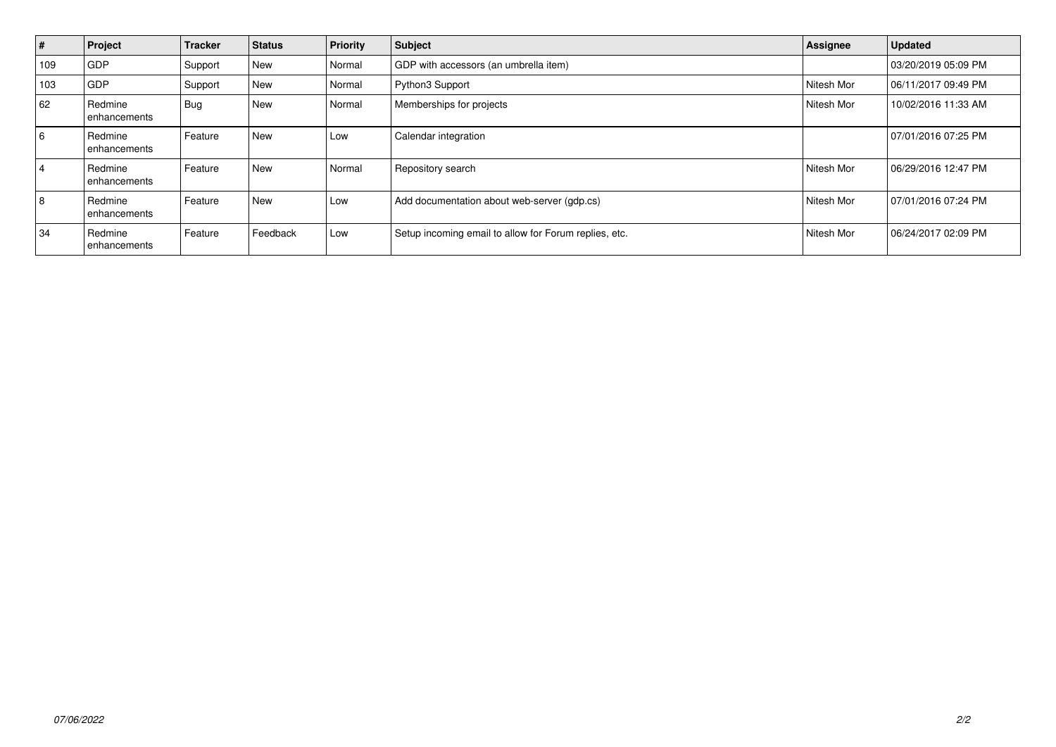| # | Project | Tracker | Status | Priority | Subject | Assignee | Updated |
|---|---|---|---|---|---|---|---|
| 109 | GDP | Support | New | Normal | GDP with accessors (an umbrella item) | | 03/20/2019 05:09 PM |
| 103 | GDP | Support | New | Normal | Python3 Support | Nitesh Mor | 06/11/2017 09:49 PM |
| 62 | Redmine enhancements | Bug | New | Normal | Memberships for projects | Nitesh Mor | 10/02/2016 11:33 AM |
| 6 | Redmine enhancements | Feature | New | Low | Calendar integration | | 07/01/2016 07:25 PM |
| 4 | Redmine enhancements | Feature | New | Normal | Repository search | Nitesh Mor | 06/29/2016 12:47 PM |
| 8 | Redmine enhancements | Feature | New | Low | Add documentation about web-server (gdp.cs) | Nitesh Mor | 07/01/2016 07:24 PM |
| 34 | Redmine enhancements | Feature | Feedback | Low | Setup incoming email to allow for Forum replies, etc. | Nitesh Mor | 06/24/2017 02:09 PM |